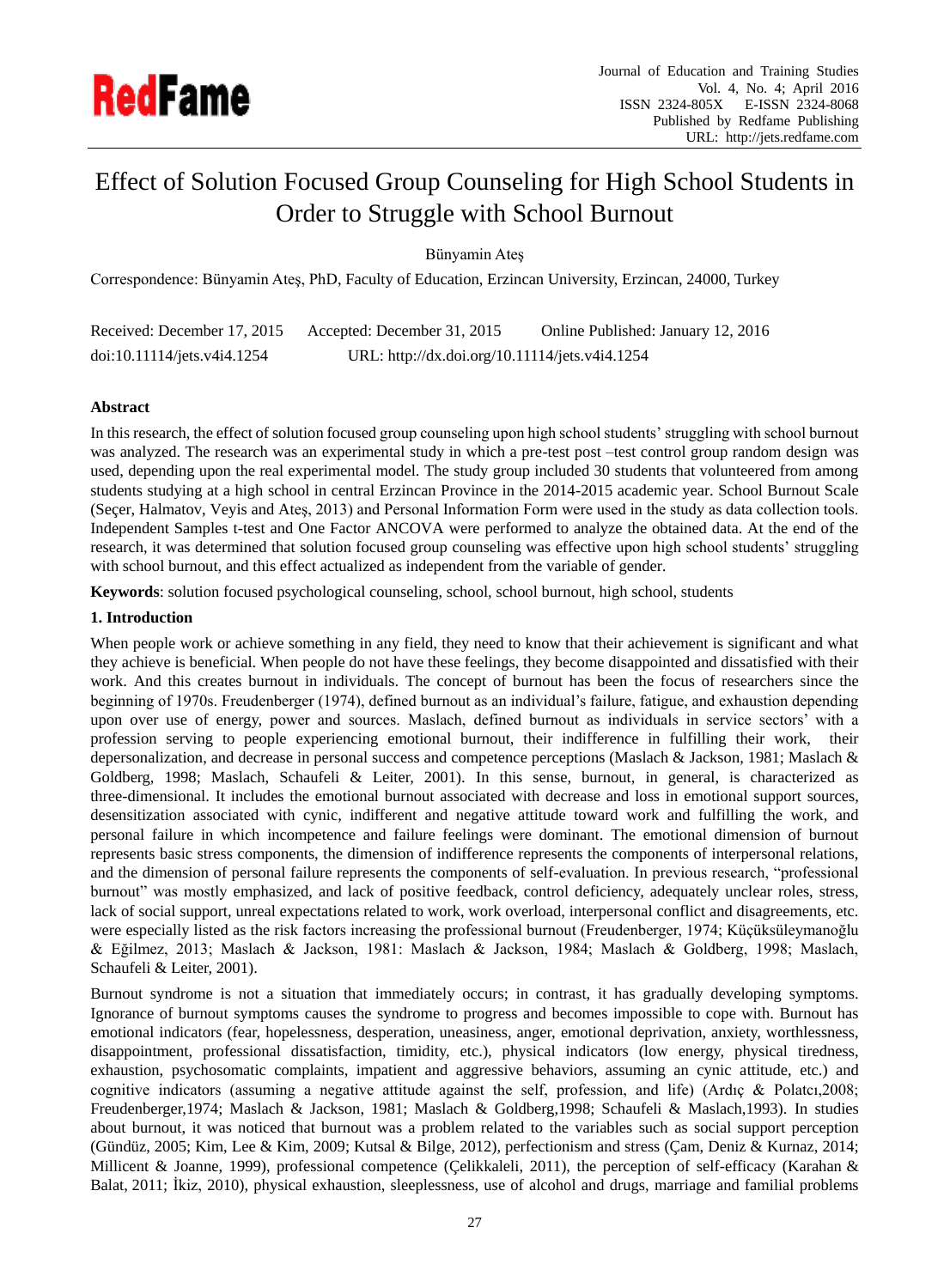# Effect of Solution Focused Group Counseling for High School Students in Order to Struggle with School Burnout

Bünyamin Ateş

Correspondence: Bünyamin Ateş, PhD, Faculty of Education, Erzincan University, Erzincan, 24000, Turkey

Received: December 17, 2015 Accepted: December 31, 2015 Online Published: January 12, 2016

doi:10.11114/jets.v4i4.1254 URL: http://dx.doi.org/10.11114/jets.v4i4.1254

## Abstract

In this research, the effect of solution focused group counseling upon high school students' struggling with school burnout was analyzed. The research was an experimental study in which a pre-test post –test control group random design was used, depending upon the real experimental model. The study group included 30 students that volunteered from among students studying at a high school in central Erzincan Province in the 2014-2015 academic year. School Burnout Scale (Seçer, Halmatov, Veyis and Ateş, 2013) and Personal Information Form were used in the study as data collection tools. Independent Samples t-test and One Factor ANCOVA were performed to analyze the obtained data. At the end of the research, it was determined that solution focused group counseling was effective upon high school students' struggling with school burnout, and this effect actualized as independent from the variable of gender.

**Keywords**: solution focused psychological counseling, school, school burnout, high school, students

## 1. Introduction

When people work or achieve something in any field, they need to know that their achievement is significant and what they achieve is beneficial. When people do not have these feelings, they become disappointed and dissatisfied with their work. And this creates burnout in individuals. The concept of burnout has been the focus of researchers since the beginning of 1970s. Freudenberger (1974), defined burnout as an individual's failure, fatigue, and exhaustion depending upon over use of energy, power and sources. Maslach, defined burnout as individuals in service sectors' with a profession serving to people experiencing emotional burnout, their indifference in fulfilling their work, their depersonalization, and decrease in personal success and competence perceptions (Maslach & Jackson, 1981; Maslach & Goldberg, 1998; Maslach, Schaufeli & Leiter, 2001). In this sense, burnout, in general, is characterized as three-dimensional. It includes the emotional burnout associated with decrease and loss in emotional support sources, desensitization associated with cynic, indifferent and negative attitude toward work and fulfilling the work, and personal failure in which incompetence and failure feelings were dominant. The emotional dimension of burnout represents basic stress components, the dimension of indifference represents the components of interpersonal relations, and the dimension of personal failure represents the components of self-evaluation. In previous research, "professional burnout" was mostly emphasized, and lack of positive feedback, control deficiency, adequately unclear roles, stress, lack of social support, unreal expectations related to work, work overload, interpersonal conflict and disagreements, etc. were especially listed as the risk factors increasing the professional burnout (Freudenberger, 1974; Küçüksüleymanoğlu & Eğilmez, 2013; Maslach & Jackson, 1981: Maslach & Jackson, 1984; Maslach & Goldberg, 1998; Maslach, Schaufeli & Leiter, 2001).

Burnout syndrome is not a situation that immediately occurs; in contrast, it has gradually developing symptoms. Ignorance of burnout symptoms causes the syndrome to progress and becomes impossible to cope with. Burnout has emotional indicators (fear, hopelessness, desperation, uneasiness, anger, emotional deprivation, anxiety, worthlessness, disappointment, professional dissatisfaction, timidity, etc.), physical indicators (low energy, physical tiredness, exhaustion, psychosomatic complaints, impatient and aggressive behaviors, assuming an cynic attitude, etc.) and cognitive indicators (assuming a negative attitude against the self, profession, and life) (Ardıç & Polatcı,2008; Freudenberger,1974; Maslach & Jackson, 1981; Maslach & Goldberg,1998; Schaufeli & Maslach,1993). In studies about burnout, it was noticed that burnout was a problem related to the variables such as social support perception (Gündüz, 2005; Kim, Lee & Kim, 2009; Kutsal & Bilge, 2012), perfectionism and stress (Çam, Deniz & Kurnaz, 2014; Millicent & Joanne, 1999), professional competence (Çelikkaleli, 2011), the perception of self-efficacy (Karahan & Balat, 2011; İkiz, 2010), physical exhaustion, sleeplessness, use of alcohol and drugs, marriage and familial problems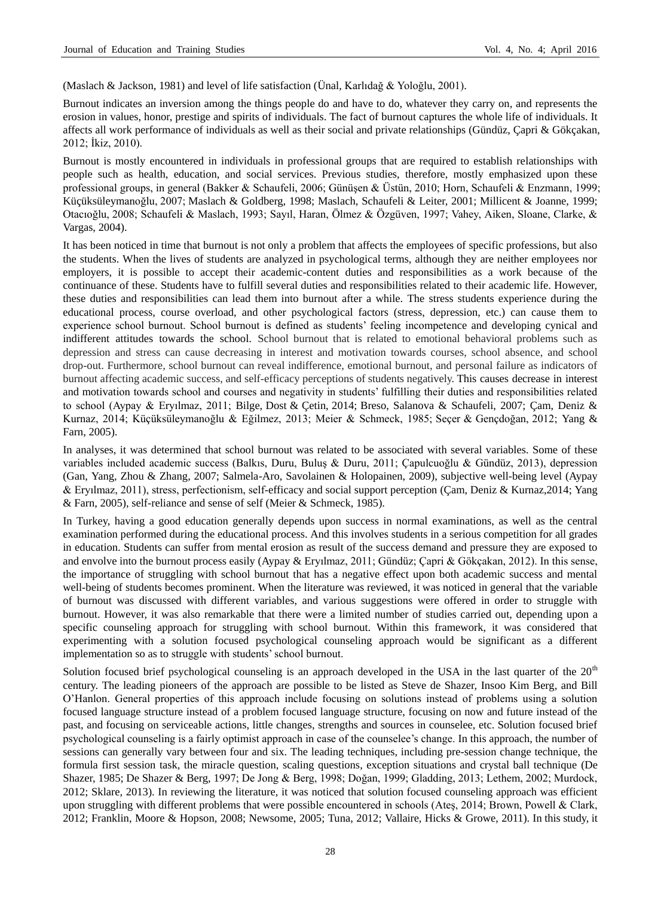(Maslach & Jackson, 1981) and level of life satisfaction (Ünal, Karlıdağ & Yoloğlu, 2001).

Burnout indicates an inversion among the things people do and have to do, whatever they carry on, and represents the erosion in values, honor, prestige and spirits of individuals. The fact of burnout captures the whole life of individuals. It affects all work performance of individuals as well as their social and private relationships (Gündüz, Çapri & Gökçakan, 2012; İkiz, 2010).

Burnout is mostly encountered in individuals in professional groups that are required to establish relationships with people such as health, education, and social services. Previous studies, therefore, mostly emphasized upon these professional groups, in general (Bakker & Schaufeli, 2006; Günüşen & Üstün, 2010; Horn, Schaufeli & Enzmann, 1999; Küçüksüleymanoğlu, 2007; Maslach & Goldberg, 1998; Maslach, Schaufeli & Leiter, 2001; Millicent & Joanne, 1999; Otacıoğlu, 2008; Schaufeli & Maslach, 1993; Sayıl, Haran, Ölmez & Özgüven, 1997; Vahey, Aiken, Sloane, Clarke, & Vargas, 2004).

It has been noticed in time that burnout is not only a problem that affects the employees of specific professions, but also the students. When the lives of students are analyzed in psychological terms, although they are neither employees nor employers, it is possible to accept their academic-content duties and responsibilities as a work because of the continuance of these. Students have to fulfill several duties and responsibilities related to their academic life. However, these duties and responsibilities can lead them into burnout after a while. The stress students experience during the educational process, course overload, and other psychological factors (stress, depression, etc.) can cause them to experience school burnout. School burnout is defined as students' feeling incompetence and developing cynical and indifferent attitudes towards the school. School burnout that is related to emotional behavioral problems such as depression and stress can cause decreasing in interest and motivation towards courses, school absence, and school drop-out. Furthermore, school burnout can reveal indifference, emotional burnout, and personal failure as indicators of burnout affecting academic success, and self-efficacy perceptions of students negatively. This causes decrease in interest and motivation towards school and courses and negativity in students' fulfilling their duties and responsibilities related to school (Aypay & Eryılmaz, 2011; Bilge, Dost & Çetin, 2014; Breso, Salanova & Schaufeli, 2007; Çam, Deniz & Kurnaz, 2014; Küçüksüleymanoğlu & Eğilmez, 2013; Meier & Schmeck, 1985; Seçer & Gençdoğan, 2012; Yang & Farn, 2005).

In analyses, it was determined that school burnout was related to be associated with several variables. Some of these variables included academic success (Balkıs, Duru, Buluş & Duru, 2011; Çapulcuoğlu & Gündüz, 2013), depression (Gan, Yang, Zhou & Zhang, 2007; Salmela-Aro, Savolainen & Holopainen, 2009), subjective well-being level (Aypay & Eryılmaz, 2011), stress, perfectionism, self-efficacy and social support perception (Çam, Deniz & Kurnaz,2014; Yang & Farn, 2005), self-reliance and sense of self (Meier & Schmeck, 1985).

In Turkey, having a good education generally depends upon success in normal examinations, as well as the central examination performed during the educational process. And this involves students in a serious competition for all grades in education. Students can suffer from mental erosion as result of the success demand and pressure they are exposed to and envolve into the burnout process easily (Aypay & Eryılmaz, 2011; Gündüz; Çapri & Gökçakan, 2012). In this sense, the importance of struggling with school burnout that has a negative effect upon both academic success and mental well-being of students becomes prominent. When the literature was reviewed, it was noticed in general that the variable of burnout was discussed with different variables, and various suggestions were offered in order to struggle with burnout. However, it was also remarkable that there were a limited number of studies carried out, depending upon a specific counseling approach for struggling with school burnout. Within this framework, it was considered that experimenting with a solution focused psychological counseling approach would be significant as a different implementation so as to struggle with students' school burnout.

Solution focused brief psychological counseling is an approach developed in the USA in the last quarter of the 20$^{th}$ century. The leading pioneers of the approach are possible to be listed as Steve de Shazer, Insoo Kim Berg, and Bill O'Hanlon. General properties of this approach include focusing on solutions instead of problems using a solution focused language structure instead of a problem focused language structure, focusing on now and future instead of the past, and focusing on serviceable actions, little changes, strengths and sources in counselee, etc. Solution focused brief psychological counseling is a fairly optimist approach in case of the counselee's change. In this approach, the number of sessions can generally vary between four and six. The leading techniques, including pre-session change technique, the formula first session task, the miracle question, scaling questions, exception situations and crystal ball technique (De Shazer, 1985; De Shazer & Berg, 1997; De Jong & Berg, 1998; Doğan, 1999; Gladding, 2013; Lethem, 2002; Murdock, 2012; Sklare, 2013). In reviewing the literature, it was noticed that solution focused counseling approach was efficient upon struggling with different problems that were possible encountered in schools (Ateş, 2014; Brown, Powell & Clark, 2012; Franklin, Moore & Hopson, 2008; Newsome, 2005; Tuna, 2012; Vallaire, Hicks & Growe, 2011). In this study, it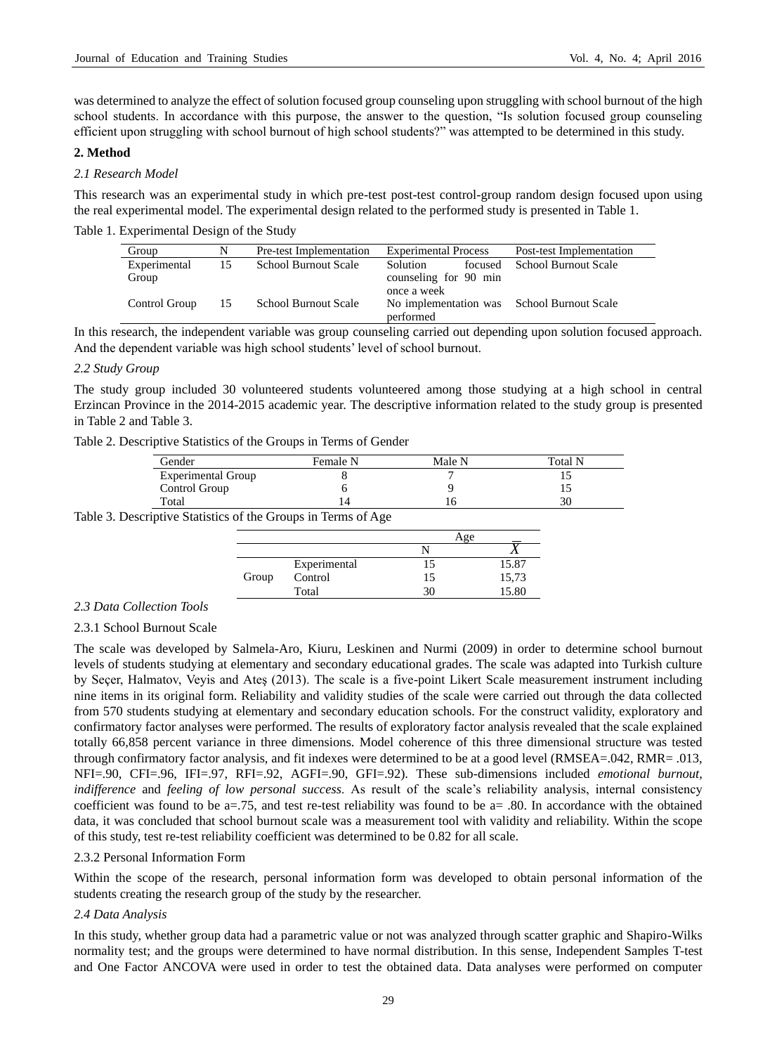was determined to analyze the effect of solution focused group counseling upon struggling with school burnout of the high school students. In accordance with this purpose, the answer to the question, "Is solution focused group counseling efficient upon struggling with school burnout of high school students?" was attempted to be determined in this study.

## 2. Method

### *2.1 Research Model*

This research was an experimental study in which pre-test post-test control-group random design focused upon using the real experimental model. The experimental design related to the performed study is presented in Table 1.

Table 1. Experimental Design of the Study

| Group | N | Pre-test Implementation | Experimental Process | Post-test Implementation |
|---|---|---|---|---|
| Experimental Group | 15 | School Burnout Scale | Solution focused counseling for 90 min once a week | School Burnout Scale |
| Control Group | 15 | School Burnout Scale | No implementation was performed | School Burnout Scale |

In this research, the independent variable was group counseling carried out depending upon solution focused approach. And the dependent variable was high school students' level of school burnout.

### *2.2 Study Group*

The study group included 30 volunteered students volunteered among those studying at a high school in central Erzincan Province in the 2014-2015 academic year. The descriptive information related to the study group is presented in Table 2 and Table 3.

Table 2. Descriptive Statistics of the Groups in Terms of Gender

| Gender | Female N | Male N | Total N |
|---|---|---|---|
| Experimental Group | 8 | 7 | 15 |
| Control Group | 6 | 9 | 15 |
| Total | 14 | 16 | 30 |

Table 3. Descriptive Statistics of the Groups in Terms of Age

| | | Age | |
|---|---|---|---|
| | | N | $\overline{X}$ |
| Group | Experimental | 15 | 15.87 |
| | Control | 15 | 15,73 |
| | Total | 30 | 15.80 |

### *2.3 Data Collection Tools*

#### 2.3.1 School Burnout Scale

The scale was developed by Salmela-Aro, Kiuru, Leskinen and Nurmi (2009) in order to determine school burnout levels of students studying at elementary and secondary educational grades. The scale was adapted into Turkish culture by Seçer, Halmatov, Veyis and Ateş (2013). The scale is a five-point Likert Scale measurement instrument including nine items in its original form. Reliability and validity studies of the scale were carried out through the data collected from 570 students studying at elementary and secondary education schools. For the construct validity, exploratory and confirmatory factor analyses were performed. The results of exploratory factor analysis revealed that the scale explained totally 66,858 percent variance in three dimensions. Model coherence of this three dimensional structure was tested through confirmatory factor analysis, and fit indexes were determined to be at a good level (RMSEA=.042, RMR= .013, NFI=.90, CFI=.96, IFI=.97, RFI=.92, AGFI=.90, GFI=.92). These sub-dimensions included *emotional burnout, indifference* and *feeling of low personal success*. As result of the scale's reliability analysis, internal consistency coefficient was found to be a=.75, and test re-test reliability was found to be a= .80. In accordance with the obtained data, it was concluded that school burnout scale was a measurement tool with validity and reliability. Within the scope of this study, test re-test reliability coefficient was determined to be 0.82 for all scale.

#### 2.3.2 Personal Information Form

Within the scope of the research, personal information form was developed to obtain personal information of the students creating the research group of the study by the researcher.

### *2.4 Data Analysis*

In this study, whether group data had a parametric value or not was analyzed through scatter graphic and Shapiro-Wilks normality test; and the groups were determined to have normal distribution. In this sense, Independent Samples T-test and One Factor ANCOVA were used in order to test the obtained data. Data analyses were performed on computer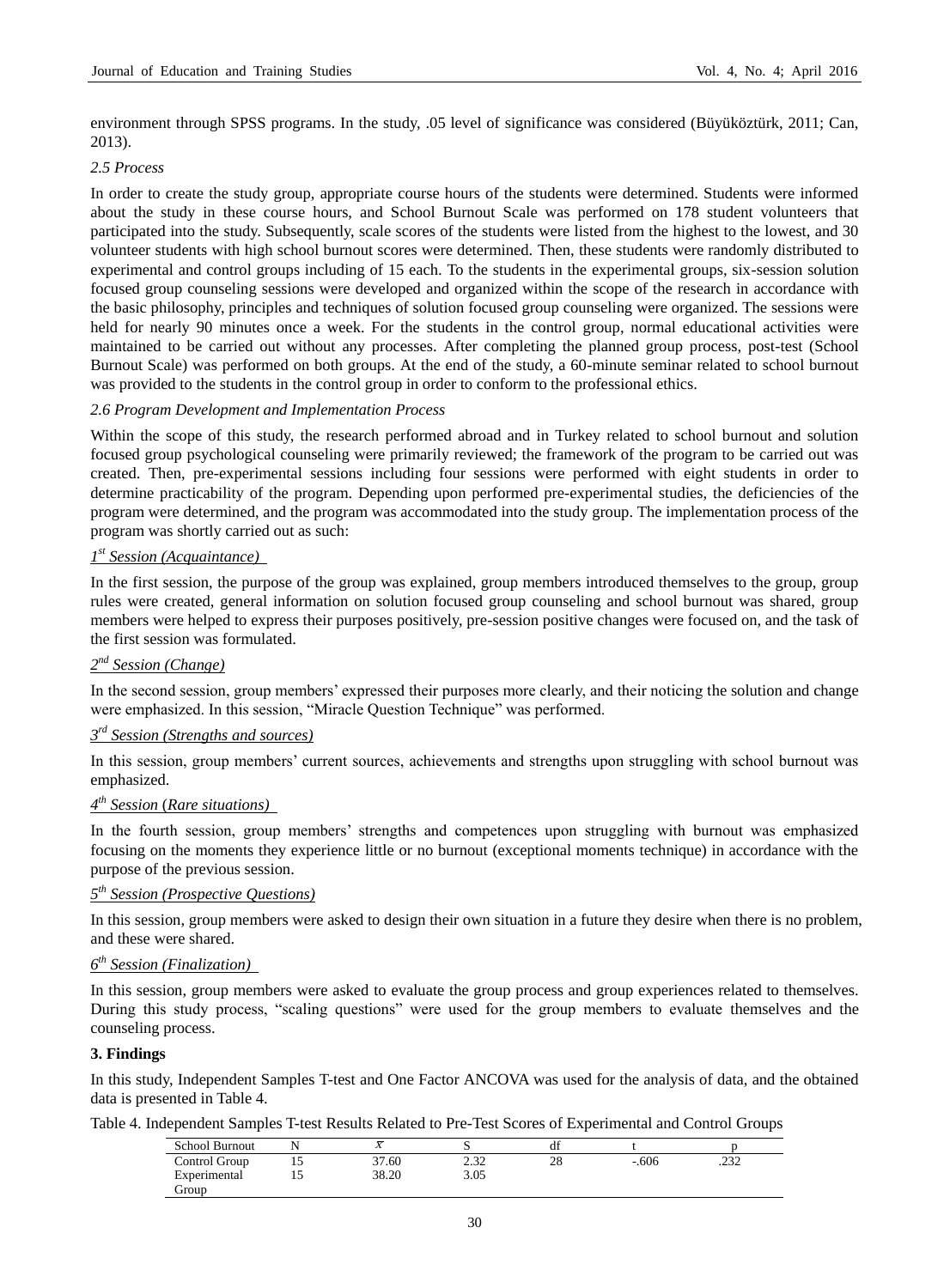environment through SPSS programs. In the study, .05 level of significance was considered (Büyüköztürk, 2011; Can, 2013).

### *2.5 Process*

In order to create the study group, appropriate course hours of the students were determined. Students were informed about the study in these course hours, and School Burnout Scale was performed on 178 student volunteers that participated into the study. Subsequently, scale scores of the students were listed from the highest to the lowest, and 30 volunteer students with high school burnout scores were determined. Then, these students were randomly distributed to experimental and control groups including of 15 each. To the students in the experimental groups, six-session solution focused group counseling sessions were developed and organized within the scope of the research in accordance with the basic philosophy, principles and techniques of solution focused group counseling were organized. The sessions were held for nearly 90 minutes once a week. For the students in the control group, normal educational activities were maintained to be carried out without any processes. After completing the planned group process, post-test (School Burnout Scale) was performed on both groups. At the end of the study, a 60-minute seminar related to school burnout was provided to the students in the control group in order to conform to the professional ethics.

### *2.6 Program Development and Implementation Process*

Within the scope of this study, the research performed abroad and in Turkey related to school burnout and solution focused group psychological counseling were primarily reviewed; the framework of the program to be carried out was created. Then, pre-experimental sessions including four sessions were performed with eight students in order to determine practicability of the program. Depending upon performed pre-experimental studies, the deficiencies of the program were determined, and the program was accommodated into the study group. The implementation process of the program was shortly carried out as such:

*1st Session (Acquaintance)*

In the first session, the purpose of the group was explained, group members introduced themselves to the group, group rules were created, general information on solution focused group counseling and school burnout was shared, group members were helped to express their purposes positively, pre-session positive changes were focused on, and the task of the first session was formulated.

*2nd Session (Change)*

In the second session, group members' expressed their purposes more clearly, and their noticing the solution and change were emphasized. In this session, "Miracle Question Technique" was performed.

*3rd Session (Strengths and sources)*

In this session, group members' current sources, achievements and strengths upon struggling with school burnout was emphasized.

*4th Session (Rare situations)*

In the fourth session, group members' strengths and competences upon struggling with burnout was emphasized focusing on the moments they experience little or no burnout (exceptional moments technique) in accordance with the purpose of the previous session.

*5th Session (Prospective Questions)*

In this session, group members were asked to design their own situation in a future they desire when there is no problem, and these were shared.

*6th Session (Finalization)*

In this session, group members were asked to evaluate the group process and group experiences related to themselves. During this study process, "scaling questions" were used for the group members to evaluate themselves and the counseling process.

## 3. Findings

In this study, Independent Samples T-test and One Factor ANCOVA was used for the analysis of data, and the obtained data is presented in Table 4.

Table 4. Independent Samples T-test Results Related to Pre-Test Scores of Experimental and Control Groups

| School Burnout | N | $\bar{x}$ | S | df | t | p |
|---|---|---|---|---|---|---|
| Control Group | 15 | 37.60 | 2.32 | 28 | -.606 | .232 |
| Experimental Group | 15 | 38.20 | 3.05 | | | |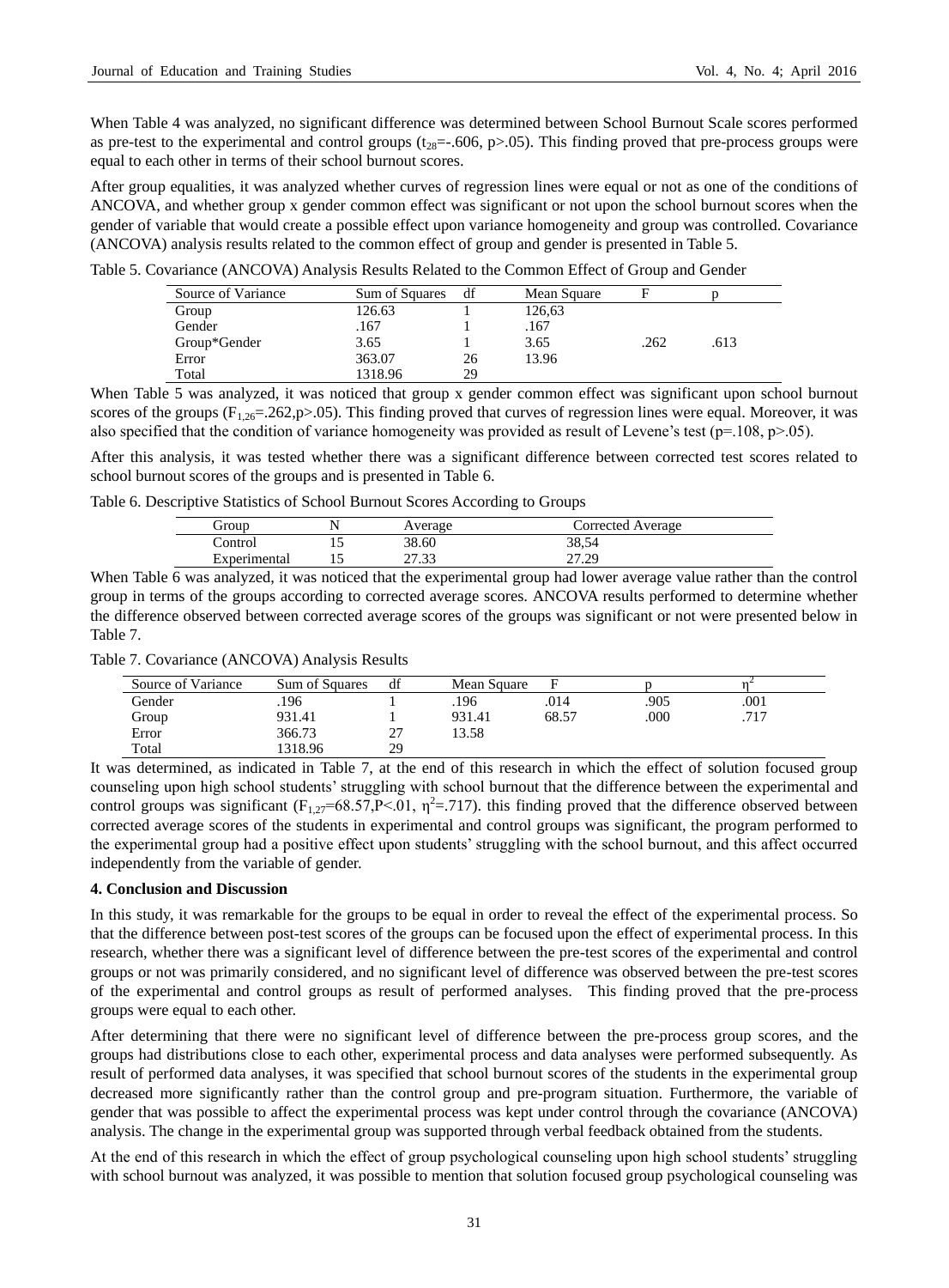When Table 4 was analyzed, no significant difference was determined between School Burnout Scale scores performed as pre-test to the experimental and control groups ($t_{28}$=-.606, p>.05). This finding proved that pre-process groups were equal to each other in terms of their school burnout scores.

After group equalities, it was analyzed whether curves of regression lines were equal or not as one of the conditions of ANCOVA, and whether group x gender common effect was significant or not upon the school burnout scores when the gender of variable that would create a possible effect upon variance homogeneity and group was controlled. Covariance (ANCOVA) analysis results related to the common effect of group and gender is presented in Table 5.

Table 5. Covariance (ANCOVA) Analysis Results Related to the Common Effect of Group and Gender

| Source of Variance | Sum of Squares | df | Mean Square | F | p |
|---|---|---|---|---|---|
| Group | 126.63 | 1 | 126,63 | | |
| Gender | .167 | 1 | .167 | | |
| Group*Gender | 3.65 | 1 | 3.65 | .262 | .613 |
| Error | 363.07 | 26 | 13.96 | | |
| Total | 1318.96 | 29 | | | |

When Table 5 was analyzed, it was noticed that group x gender common effect was significant upon school burnout scores of the groups ($F_{1,26}$=.262,p>.05). This finding proved that curves of regression lines were equal. Moreover, it was also specified that the condition of variance homogeneity was provided as result of Levene's test (p=.108, p>.05).

After this analysis, it was tested whether there was a significant difference between corrected test scores related to school burnout scores of the groups and is presented in Table 6.

Table 6. Descriptive Statistics of School Burnout Scores According to Groups

| Group | N | Average | Corrected Average |
|---|---|---|---|
| Control | 15 | 38.60 | 38,54 |
| Experimental | 15 | 27.33 | 27.29 |

When Table 6 was analyzed, it was noticed that the experimental group had lower average value rather than the control group in terms of the groups according to corrected average scores. ANCOVA results performed to determine whether the difference observed between corrected average scores of the groups was significant or not were presented below in Table 7.

Table 7. Covariance (ANCOVA) Analysis Results

| Source of Variance | Sum of Squares | df | Mean Square | F | p | $\eta^2$ |
|---|---|---|---|---|---|---|
| Gender | .196 | 1 | .196 | .014 | .905 | .001 |
| Group | 931.41 | 1 | 931.41 | 68.57 | .000 | .717 |
| Error | 366.73 | 27 | 13.58 | | | |
| Total | 1318.96 | 29 | | | | |

It was determined, as indicated in Table 7, at the end of this research in which the effect of solution focused group counseling upon high school students' struggling with school burnout that the difference between the experimental and control groups was significant ($F_{1,27}$=68.57,P<.01, $\eta^2$=.717). this finding proved that the difference observed between corrected average scores of the students in experimental and control groups was significant, the program performed to the experimental group had a positive effect upon students' struggling with the school burnout, and this affect occurred independently from the variable of gender.

**4. Conclusion and Discussion**

In this study, it was remarkable for the groups to be equal in order to reveal the effect of the experimental process. So that the difference between post-test scores of the groups can be focused upon the effect of experimental process. In this research, whether there was a significant level of difference between the pre-test scores of the experimental and control groups or not was primarily considered, and no significant level of difference was observed between the pre-test scores of the experimental and control groups as result of performed analyses. This finding proved that the pre-process groups were equal to each other.

After determining that there were no significant level of difference between the pre-process group scores, and the groups had distributions close to each other, experimental process and data analyses were performed subsequently. As result of performed data analyses, it was specified that school burnout scores of the students in the experimental group decreased more significantly rather than the control group and pre-program situation. Furthermore, the variable of gender that was possible to affect the experimental process was kept under control through the covariance (ANCOVA) analysis. The change in the experimental group was supported through verbal feedback obtained from the students.

At the end of this research in which the effect of group psychological counseling upon high school students' struggling with school burnout was analyzed, it was possible to mention that solution focused group psychological counseling was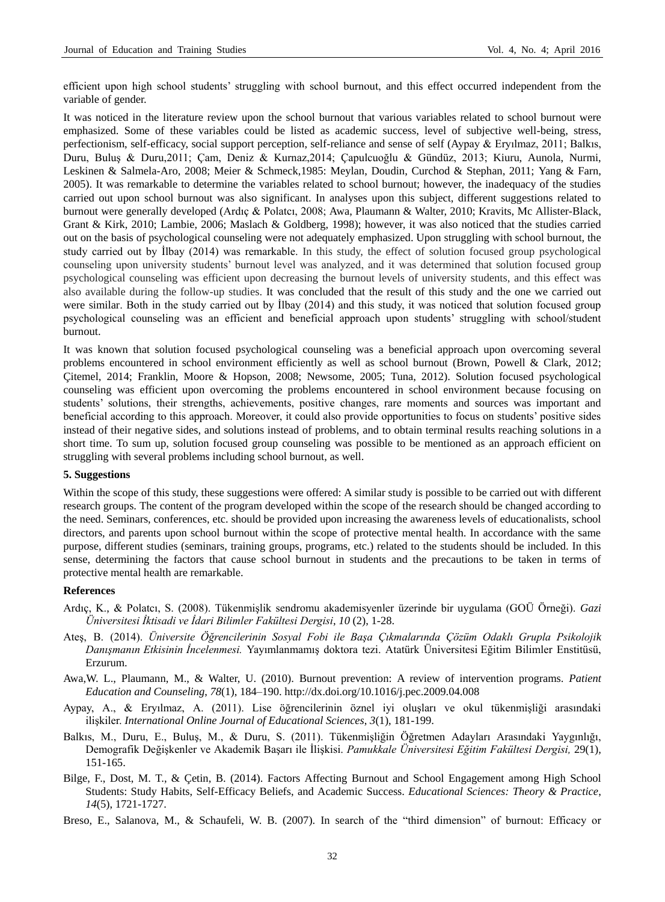efficient upon high school students' struggling with school burnout, and this effect occurred independent from the variable of gender.

It was noticed in the literature review upon the school burnout that various variables related to school burnout were emphasized. Some of these variables could be listed as academic success, level of subjective well-being, stress, perfectionism, self-efficacy, social support perception, self-reliance and sense of self (Aypay & Eryılmaz, 2011; Balkıs, Duru, Buluş & Duru,2011; Çam, Deniz & Kurnaz,2014; Çapulcuoğlu & Gündüz, 2013; Kiuru, Aunola, Nurmi, Leskinen & Salmela-Aro, 2008; Meier & Schmeck,1985: Meylan, Doudin, Curchod & Stephan, 2011; Yang & Farn, 2005). It was remarkable to determine the variables related to school burnout; however, the inadequacy of the studies carried out upon school burnout was also significant. In analyses upon this subject, different suggestions related to burnout were generally developed (Ardıç & Polatcı, 2008; Awa, Plaumann & Walter, 2010; Kravits, Mc Allister-Black, Grant & Kirk, 2010; Lambie, 2006; Maslach & Goldberg, 1998); however, it was also noticed that the studies carried out on the basis of psychological counseling were not adequately emphasized. Upon struggling with school burnout, the study carried out by İlbay (2014) was remarkable. In this study, the effect of solution focused group psychological counseling upon university students' burnout level was analyzed, and it was determined that solution focused group psychological counseling was efficient upon decreasing the burnout levels of university students, and this effect was also available during the follow-up studies. It was concluded that the result of this study and the one we carried out were similar. Both in the study carried out by İlbay (2014) and this study, it was noticed that solution focused group psychological counseling was an efficient and beneficial approach upon students' struggling with school/student burnout.

It was known that solution focused psychological counseling was a beneficial approach upon overcoming several problems encountered in school environment efficiently as well as school burnout (Brown, Powell & Clark, 2012; Çitemel, 2014; Franklin, Moore & Hopson, 2008; Newsome, 2005; Tuna, 2012). Solution focused psychological counseling was efficient upon overcoming the problems encountered in school environment because focusing on students' solutions, their strengths, achievements, positive changes, rare moments and sources was important and beneficial according to this approach. Moreover, it could also provide opportunities to focus on students' positive sides instead of their negative sides, and solutions instead of problems, and to obtain terminal results reaching solutions in a short time. To sum up, solution focused group counseling was possible to be mentioned as an approach efficient on struggling with several problems including school burnout, as well.

**5. Suggestions**

Within the scope of this study, these suggestions were offered: A similar study is possible to be carried out with different research groups. The content of the program developed within the scope of the research should be changed according to the need. Seminars, conferences, etc. should be provided upon increasing the awareness levels of educationalists, school directors, and parents upon school burnout within the scope of protective mental health. In accordance with the same purpose, different studies (seminars, training groups, programs, etc.) related to the students should be included. In this sense, determining the factors that cause school burnout in students and the precautions to be taken in terms of protective mental health are remarkable.

**References**

Ardıç, K., & Polatcı, S. (2008). Tükenmişlik sendromu akademisyenler üzerinde bir uygulama (GOÜ Örneği). *Gazi Üniversitesi İktisadi ve İdari Bilimler Fakültesi Dergisi*, *10* (2), 1-28.

Ateş, B. (2014). *Üniversite Öğrencilerinin Sosyal Fobi ile Başa Çıkmalarında Çözüm Odaklı Grupla Psikolojik Danışmanın Etkisinin İncelenmesi.* Yayımlanmamış doktora tezi. Atatürk Üniversitesi Eğitim Bilimler Enstitüsü, Erzurum.

Awa,W. L., Plaumann, M., & Walter, U. (2010). Burnout prevention: A review of intervention programs. *Patient Education and Counseling*, *78*(1), 184–190. http://dx.doi.org/10.1016/j.pec.2009.04.008

Aypay, A., & Eryılmaz, A. (2011). Lise öğrencilerinin öznel iyi oluşları ve okul tükenmişliği arasındaki ilişkiler. *International Online Journal of Educational Sciences*, *3*(1), 181-199.

Balkıs, M., Duru, E., Buluş, M., & Duru, S. (2011). Tükenmişliğin Öğretmen Adayları Arasındaki Yaygınlığı, Demografik Değişkenler ve Akademik Başarı ile İlişkisi. *Pamukkale Üniversitesi Eğitim Fakültesi Dergisi,* 29(1), 151-165.

Bilge, F., Dost, M. T., & Çetin, B. (2014). Factors Affecting Burnout and School Engagement among High School Students: Study Habits, Self-Efficacy Beliefs, and Academic Success. *Educational Sciences: Theory & Practice*, *14*(5), 1721-1727.

Breso, E., Salanova, M., & Schaufeli, W. B. (2007). In search of the "third dimension" of burnout: Efficacy or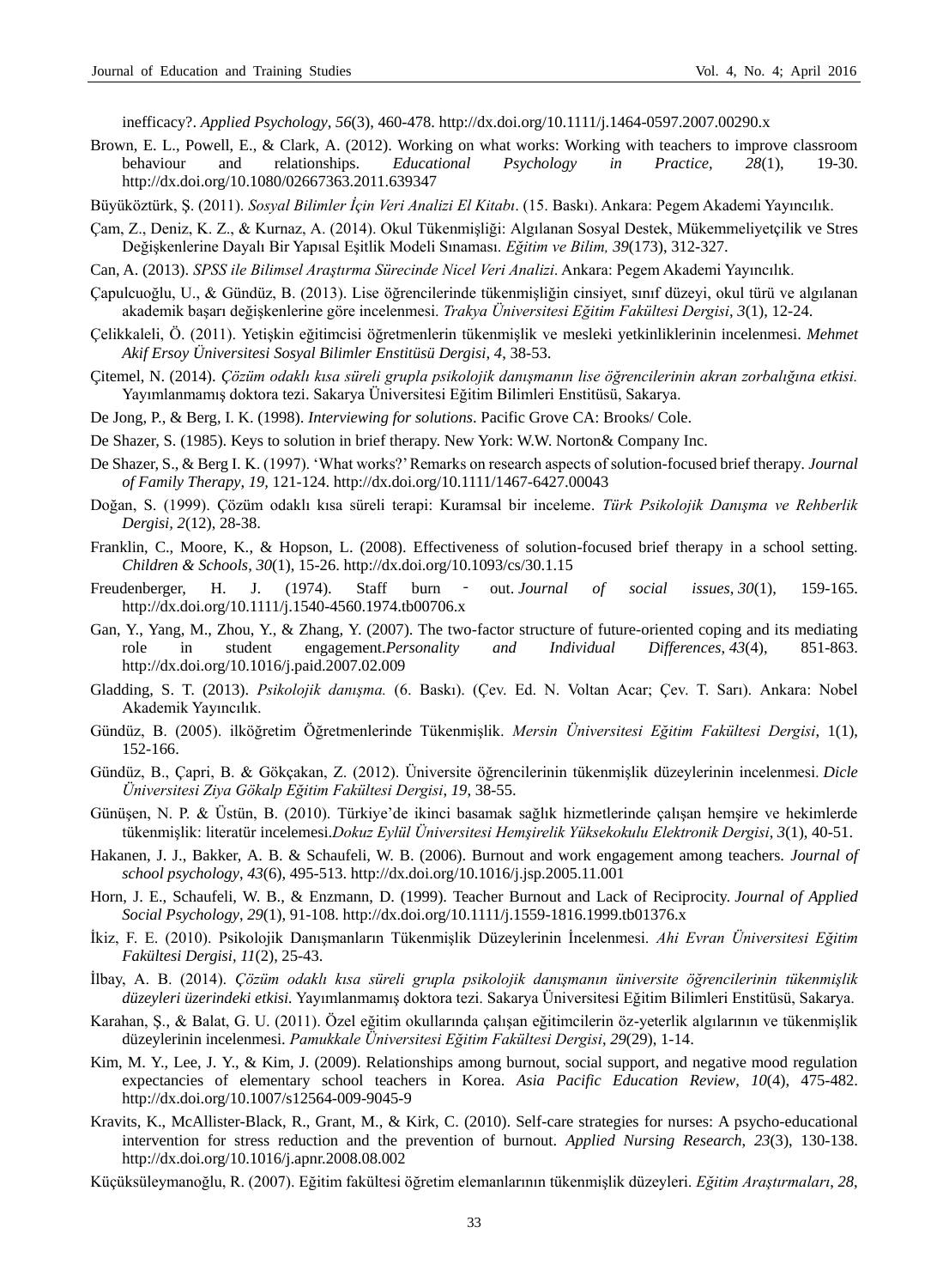inefficacy?. *Applied Psychology*, *56*(3), 460-478. http://dx.doi.org/10.1111/j.1464-0597.2007.00290.x

Brown, E. L., Powell, E., & Clark, A. (2012). Working on what works: Working with teachers to improve classroom behaviour and relationships. *Educational Psychology in Practice*, *28*(1), 19-30. http://dx.doi.org/10.1080/02667363.2011.639347

Büyüköztürk, Ş. (2011). *Sosyal Bilimler İçin Veri Analizi El Kitabı*. (15. Baskı). Ankara: Pegem Akademi Yayıncılık.

Çam, Z., Deniz, K. Z., & Kurnaz, A. (2014). Okul Tükenmişliği: Algılanan Sosyal Destek, Mükemmeliyetçilik ve Stres Değişkenlerine Dayalı Bir Yapısal Eşitlik Modeli Sınaması. *Eğitim ve Bilim, 39*(173), 312-327.

Can, A. (2013). *SPSS ile Bilimsel Araştırma Sürecinde Nicel Veri Analizi*. Ankara: Pegem Akademi Yayıncılık.

Çapulcuoğlu, U., & Gündüz, B. (2013). Lise öğrencilerinde tükenmişliğin cinsiyet, sınıf düzeyi, okul türü ve algılanan akademik başarı değişkenlerine göre incelenmesi. *Trakya Üniversitesi Eğitim Fakültesi Dergisi*, *3*(1), 12-24.

Çelikkaleli, Ö. (2011). Yetişkin eğitimcisi öğretmenlerin tükenmişlik ve mesleki yetkinliklerinin incelenmesi. *Mehmet Akif Ersoy Üniversitesi Sosyal Bilimler Enstitüsü Dergisi*, *4*, 38-53.

Çitemel, N. (2014). *Çözüm odaklı kısa süreli grupla psikolojik danışmanın lise öğrencilerinin akran zorbalığına etkisi.* Yayımlanmamış doktora tezi. Sakarya Üniversitesi Eğitim Bilimleri Enstitüsü, Sakarya.

De Jong, P., & Berg, I. K. (1998). *Interviewing for solutions*. Pacific Grove CA: Brooks/ Cole.

De Shazer, S. (1985). Keys to solution in brief therapy. New York: W.W. Norton& Company Inc.

De Shazer, S., & Berg I. K. (1997). 'What works?' Remarks on research aspects of solution-focused brief therapy. *Journal of Family Therapy*, *19,* 121-124. http://dx.doi.org/10.1111/1467-6427.00043

Doğan, S. (1999). Çözüm odaklı kısa süreli terapi: Kuramsal bir inceleme. *Türk Psikolojik Danışma ve Rehberlik Dergisi, 2*(12), 28-38.

Franklin, C., Moore, K., & Hopson, L. (2008). Effectiveness of solution-focused brief therapy in a school setting. *Children & Schools*, *30*(1), 15-26. http://dx.doi.org/10.1093/cs/30.1.15

Freudenberger, H. J. (1974). Staff burn‐out. *Journal of social issues*, *30*(1), 159-165. http://dx.doi.org/10.1111/j.1540-4560.1974.tb00706.x

Gan, Y., Yang, M., Zhou, Y., & Zhang, Y. (2007). The two-factor structure of future-oriented coping and its mediating role in student engagement.*Personality and Individual Differences*, *43*(4), 851-863. http://dx.doi.org/10.1016/j.paid.2007.02.009

Gladding, S. T. (2013). *Psikolojik danışma.* (6. Baskı). (Çev. Ed. N. Voltan Acar; Çev. T. Sarı). Ankara: Nobel Akademik Yayıncılık.

Gündüz, B. (2005). ilköğretim Öğretmenlerinde Tükenmişlik. *Mersin Üniversitesi Eğitim Fakültesi Dergisi*, 1(1), 152-166.

Gündüz, B., Çapri, B. & Gökçakan, Z. (2012). Üniversite öğrencilerinin tükenmişlik düzeylerinin incelenmesi. *Dicle Üniversitesi Ziya Gökalp Eğitim Fakültesi Dergisi*, *19*, 38-55.

Günüşen, N. P. & Üstün, B. (2010). Türkiye'de ikinci basamak sağlık hizmetlerinde çalışan hemşire ve hekimlerde tükenmişlik: literatür incelemesi.*Dokuz Eylül Üniversitesi Hemşirelik Yüksekokulu Elektronik Dergisi*, *3*(1), 40-51.

Hakanen, J. J., Bakker, A. B. & Schaufeli, W. B. (2006). Burnout and work engagement among teachers. *Journal of school psychology*, *43*(6), 495-513. http://dx.doi.org/10.1016/j.jsp.2005.11.001

Horn, J. E., Schaufeli, W. B., & Enzmann, D. (1999). Teacher Burnout and Lack of Reciprocity. *Journal of Applied Social Psychology*, *29*(1), 91-108. http://dx.doi.org/10.1111/j.1559-1816.1999.tb01376.x

İkiz, F. E. (2010). Psikolojik Danışmanların Tükenmişlik Düzeylerinin İncelenmesi. *Ahi Evran Üniversitesi Eğitim Fakültesi Dergisi*, *11*(2), 25-43.

İlbay, A. B. (2014). *Çözüm odaklı kısa süreli grupla psikolojik danışmanın üniversite öğrencilerinin tükenmişlik düzeyleri üzerindeki etkisi.* Yayımlanmamış doktora tezi. Sakarya Üniversitesi Eğitim Bilimleri Enstitüsü, Sakarya.

Karahan, Ş., & Balat, G. U. (2011). Özel eğitim okullarında çalışan eğitimcilerin öz-yeterlik algılarının ve tükenmişlik düzeylerinin incelenmesi. *Pamukkale Üniversitesi Eğitim Fakültesi Dergisi*, *29*(29), 1-14.

Kim, M. Y., Lee, J. Y., & Kim, J. (2009). Relationships among burnout, social support, and negative mood regulation expectancies of elementary school teachers in Korea. *Asia Pacific Education Review*, *10*(4), 475-482. http://dx.doi.org/10.1007/s12564-009-9045-9

Kravits, K., McAllister-Black, R., Grant, M., & Kirk, C. (2010). Self-care strategies for nurses: A psycho-educational intervention for stress reduction and the prevention of burnout. *Applied Nursing Research*, *23*(3), 130-138. http://dx.doi.org/10.1016/j.apnr.2008.08.002

Küçüksüleymanoğlu, R. (2007). Eğitim fakültesi öğretim elemanlarının tükenmişlik düzeyleri. *Eğitim Araştırmaları*, *28*,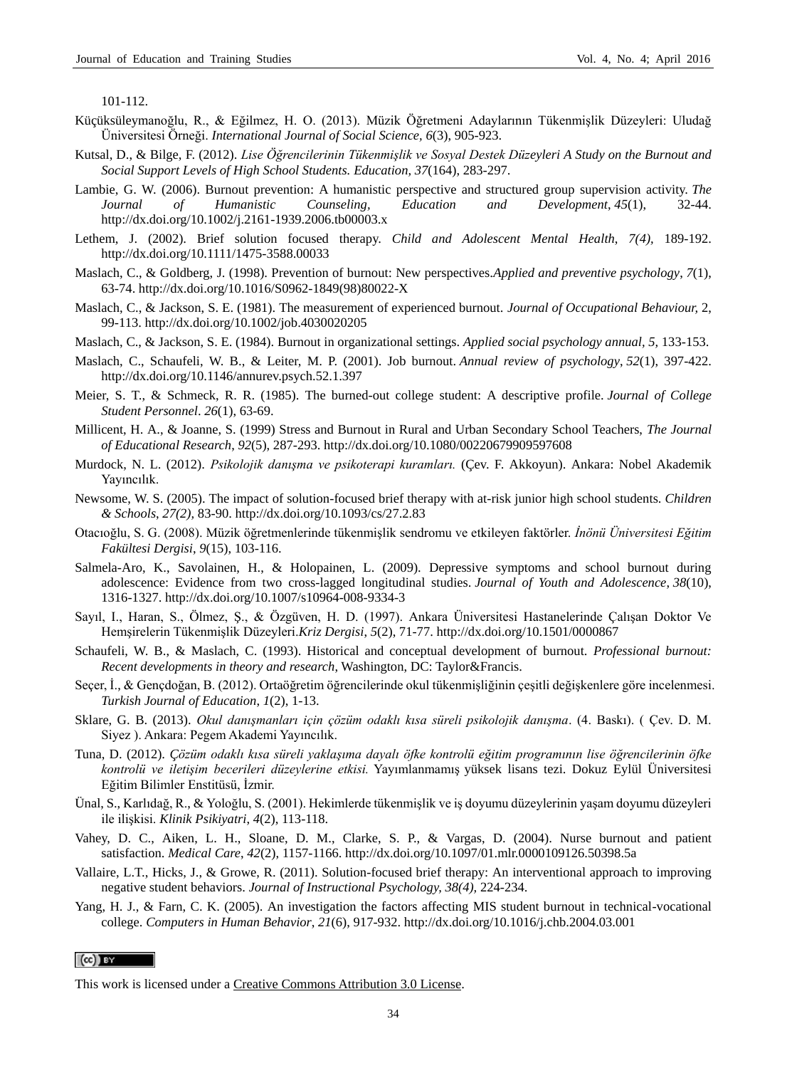101-112.

Küçüksüleymanoğlu, R., & Eğilmez, H. O. (2013). Müzik Öğretmeni Adaylarının Tükenmişlik Düzeyleri: Uludağ Üniversitesi Örneği. *International Journal of Social Science, 6*(3), 905-923.

Kutsal, D., & Bilge, F. (2012). *Lise Öğrencilerinin Tükenmişlik ve Sosyal Destek Düzeyleri A Study on the Burnout and Social Support Levels of High School Students. Education, 37*(164), 283-297.

Lambie, G. W. (2006). Burnout prevention: A humanistic perspective and structured group supervision activity. *The Journal of Humanistic Counseling, Education and Development*, *45*(1), 32-44. http://dx.doi.org/10.1002/j.2161-1939.2006.tb00003.x

Lethem, J. (2002). Brief solution focused therapy. *Child and Adolescent Mental Health, 7(4),* 189-192. http://dx.doi.org/10.1111/1475-3588.00033

Maslach, C., & Goldberg, J. (1998). Prevention of burnout: New perspectives.*Applied and preventive psychology*, *7*(1), 63-74. http://dx.doi.org/10.1016/S0962-1849(98)80022-X

Maslach, C., & Jackson, S. E. (1981). The measurement of experienced burnout. *Journal of Occupational Behaviour,* 2, 99-113. http://dx.doi.org/10.1002/job.4030020205

Maslach, C., & Jackson, S. E. (1984). Burnout in organizational settings. *Applied social psychology annual, 5*, 133-153.

Maslach, C., Schaufeli, W. B., & Leiter, M. P. (2001). Job burnout. *Annual review of psychology*, *52*(1), 397-422. http://dx.doi.org/10.1146/annurev.psych.52.1.397

Meier, S. T., & Schmeck, R. R. (1985). The burned-out college student: A descriptive profile. *Journal of College Student Personnel*. *26*(1), 63-69.

Millicent, H. A., & Joanne, S. (1999) Stress and Burnout in Rural and Urban Secondary School Teachers, *The Journal of Educational Research*, *92*(5), 287-293. http://dx.doi.org/10.1080/00220679909597608

Murdock, N. L. (2012). *Psikolojik danışma ve psikoterapi kuramları.* (Çev. F. Akkoyun). Ankara: Nobel Akademik Yayıncılık.

Newsome, W. S. (2005). The impact of solution-focused brief therapy with at-risk junior high school students. *Children & Schools*, *27(2),* 83-90. http://dx.doi.org/10.1093/cs/27.2.83

Otacıoğlu, S. G. (2008). Müzik öğretmenlerinde tükenmişlik sendromu ve etkileyen faktörler. *İnönü Üniversitesi Eğitim Fakültesi Dergisi*, *9*(15), 103-116.

Salmela-Aro, K., Savolainen, H., & Holopainen, L. (2009). Depressive symptoms and school burnout during adolescence: Evidence from two cross-lagged longitudinal studies. *Journal of Youth and Adolescence*, *38*(10), 1316-1327. http://dx.doi.org/10.1007/s10964-008-9334-3

Sayıl, I., Haran, S., Ölmez, Ş., & Özgüven, H. D. (1997). Ankara Üniversitesi Hastanelerinde Çalışan Doktor Ve Hemşirelerin Tükenmişlik Düzeyleri.*Kriz Dergisi*, *5*(2), 71-77. http://dx.doi.org/10.1501/0000867

Schaufeli, W. B., & Maslach, C. (1993). Historical and conceptual development of burnout. *Professional burnout: Recent developments in theory and research*, Washington, DC: Taylor&Francis.

Seçer, İ., & Gençdoğan, B. (2012). Ortaöğretim öğrencilerinde okul tükenmişliğinin çeşitli değişkenlere göre incelenmesi. *Turkish Journal of Education*, *1*(2), 1-13.

Sklare, G. B. (2013). *Okul danışmanları için çözüm odaklı kısa süreli psikolojik danışma*. (4. Baskı). ( Çev. D. M. Siyez ). Ankara: Pegem Akademi Yayıncılık.

Tuna, D. (2012). *Çözüm odaklı kısa süreli yaklaşıma dayalı öfke kontrolü eğitim programının lise öğrencilerinin öfke kontrolü ve iletişim becerileri düzeylerine etkisi.* Yayımlanmamış yüksek lisans tezi. Dokuz Eylül Üniversitesi Eğitim Bilimler Enstitüsü, İzmir.

Ünal, S., Karlıdağ, R., & Yoloğlu, S. (2001). Hekimlerde tükenmişlik ve iş doyumu düzeylerinin yaşam doyumu düzeyleri ile ilişkisi. *Klinik Psikiyatri*, *4*(2), 113-118.

Vahey, D. C., Aiken, L. H., Sloane, D. M., Clarke, S. P., & Vargas, D. (2004). Nurse burnout and patient satisfaction. *Medical Care*, *42*(2), 1157-1166. http://dx.doi.org/10.1097/01.mlr.0000109126.50398.5a

Vallaire, L.T., Hicks, J., & Growe, R. (2011). Solution-focused brief therapy: An interventional approach to improving negative student behaviors. *Journal of Instructional Psychology, 38(4),* 224-234.

Yang, H. J., & Farn, C. K. (2005). An investigation the factors affecting MIS student burnout in technical-vocational college. *Computers in Human Behavior*, *21*(6), 917-932. http://dx.doi.org/10.1016/j.chb.2004.03.001

This work is licensed under a Creative Commons Attribution 3.0 License.